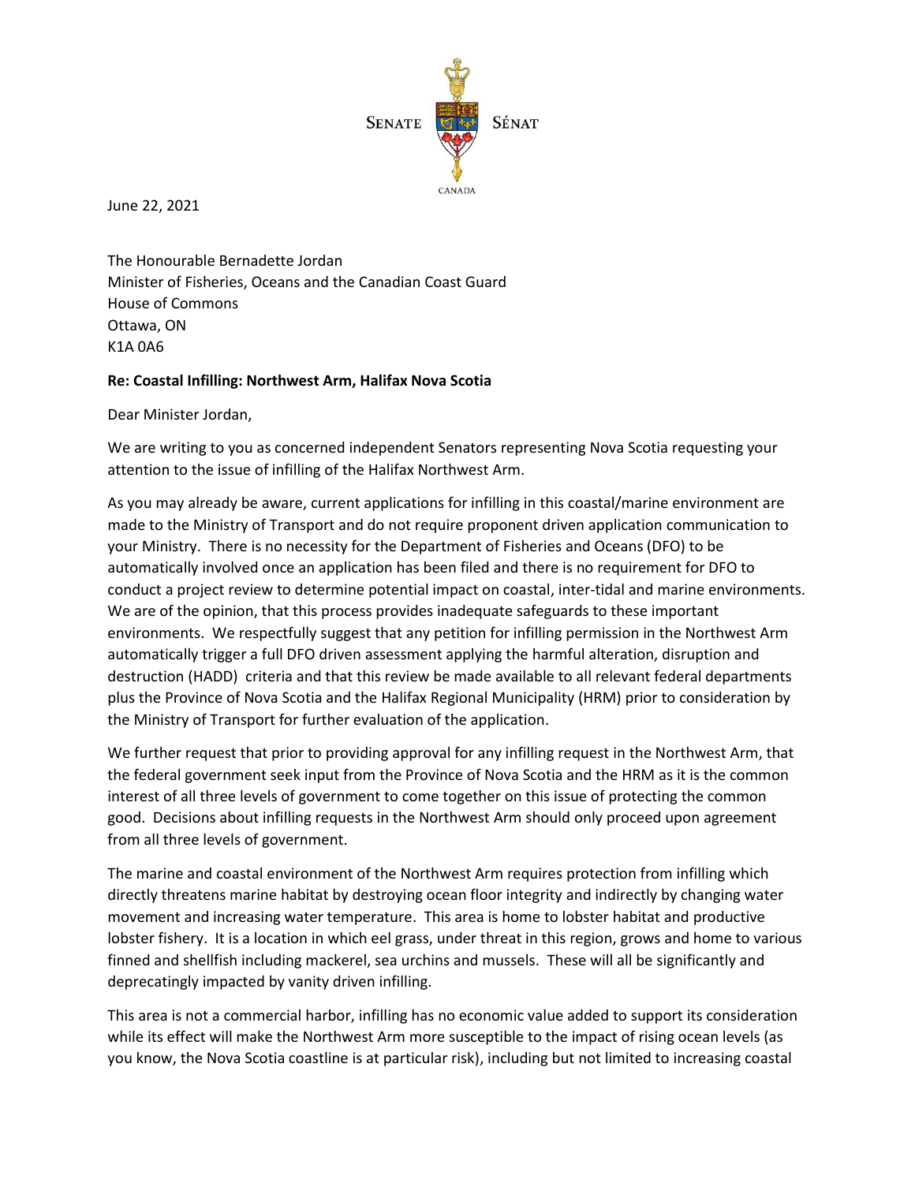SENATE SÉNAT

CANADA

June 22, 2021

The Honourable Bernadette Jordan  
Minister of Fisheries, Oceans and the Canadian Coast Guard  
House of Commons  
Ottawa, ON  
K1A 0A6

**Re: Coastal Infilling: Northwest Arm, Halifax Nova Scotia**

Dear Minister Jordan,

We are writing to you as concerned independent Senators representing Nova Scotia requesting your attention to the issue of infilling of the Halifax Northwest Arm.

As you may already be aware, current applications for infilling in this coastal/marine environment are made to the Ministry of Transport and do not require proponent driven application communication to your Ministry. There is no necessity for the Department of Fisheries and Oceans (DFO) to be automatically involved once an application has been filed and there is no requirement for DFO to conduct a project review to determine potential impact on coastal, inter-tidal and marine environments. We are of the opinion, that this process provides inadequate safeguards to these important environments. We respectfully suggest that any petition for infilling permission in the Northwest Arm automatically trigger a full DFO driven assessment applying the harmful alteration, disruption and destruction (HADD) criteria and that this review be made available to all relevant federal departments plus the Province of Nova Scotia and the Halifax Regional Municipality (HRM) prior to consideration by the Ministry of Transport for further evaluation of the application.

We further request that prior to providing approval for any infilling request in the Northwest Arm, that the federal government seek input from the Province of Nova Scotia and the HRM as it is the common interest of all three levels of government to come together on this issue of protecting the common good. Decisions about infilling requests in the Northwest Arm should only proceed upon agreement from all three levels of government.

The marine and coastal environment of the Northwest Arm requires protection from infilling which directly threatens marine habitat by destroying ocean floor integrity and indirectly by changing water movement and increasing water temperature. This area is home to lobster habitat and productive lobster fishery. It is a location in which eel grass, under threat in this region, grows and home to various finned and shellfish including mackerel, sea urchins and mussels. These will all be significantly and deprecatingly impacted by vanity driven infilling.

This area is not a commercial harbor, infilling has no economic value added to support its consideration while its effect will make the Northwest Arm more susceptible to the impact of rising ocean levels (as you know, the Nova Scotia coastline is at particular risk), including but not limited to increasing coastal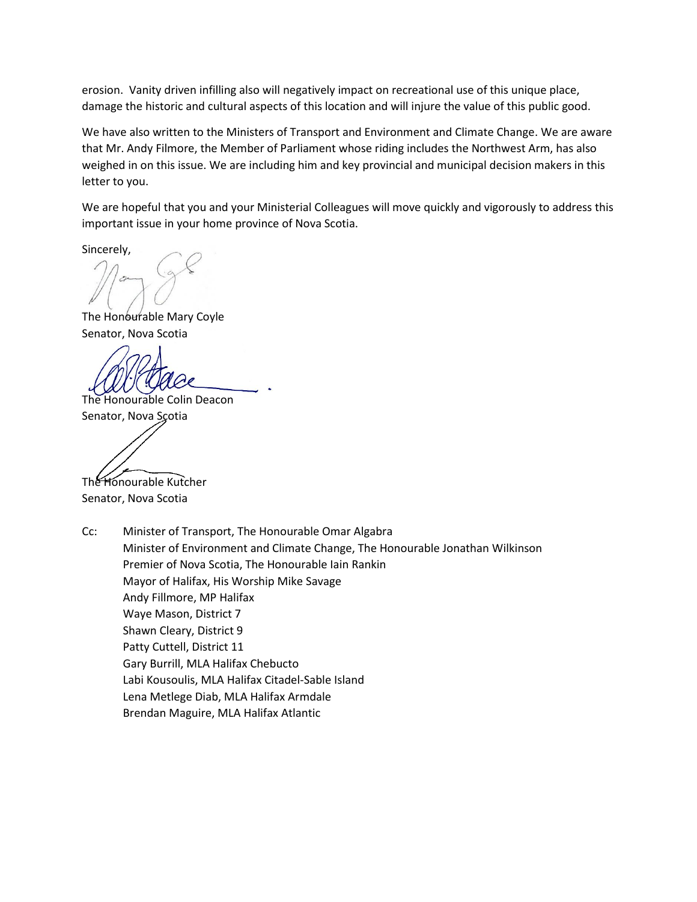erosion. Vanity driven infilling also will negatively impact on recreational use of this unique place, damage the historic and cultural aspects of this location and will injure the value of this public good.

We have also written to the Ministers of Transport and Environment and Climate Change. We are aware that Mr. Andy Filmore, the Member of Parliament whose riding includes the Northwest Arm, has also weighed in on this issue. We are including him and key provincial and municipal decision makers in this letter to you.

We are hopeful that you and your Ministerial Colleagues will move quickly and vigorously to address this important issue in your home province of Nova Scotia.

Sincerely,

The Honourable Mary Coyle
Senator, Nova Scotia

The Honourable Colin Deacon
Senator, Nova Scotia

The Honourable Kutcher
Senator, Nova Scotia

Cc: Minister of Transport, The Honourable Omar Algabra
Minister of Environment and Climate Change, The Honourable Jonathan Wilkinson
Premier of Nova Scotia, The Honourable Iain Rankin
Mayor of Halifax, His Worship Mike Savage
Andy Fillmore, MP Halifax
Waye Mason, District 7
Shawn Cleary, District 9
Patty Cuttell, District 11
Gary Burrill, MLA Halifax Chebucto
Labi Kousoulis, MLA Halifax Citadel-Sable Island
Lena Metlege Diab, MLA Halifax Armdale
Brendan Maguire, MLA Halifax Atlantic